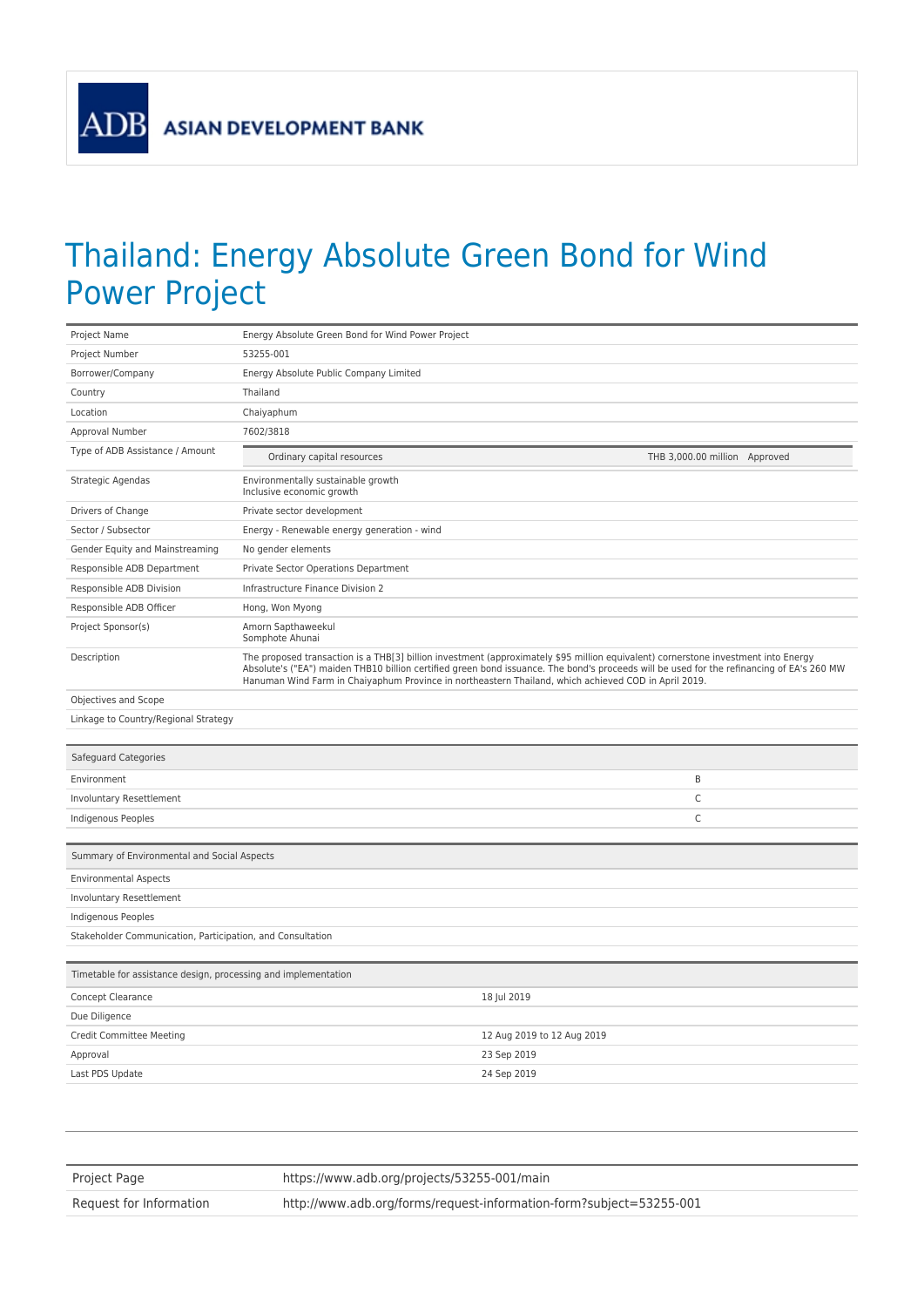ADB ASIAN DEVELOPMENT BANK

# Thailand: Energy Absolute Green Bond for Wind Power Project

| | |
|---|---|
| Project Name | Energy Absolute Green Bond for Wind Power Project |
| Project Number | 53255-001 |
| Borrower/Company | Energy Absolute Public Company Limited |
| Country | Thailand |
| Location | Chaiyaphum |
| Approval Number | 7602/3818 |
| Type of ADB Assistance / Amount | Ordinary capital resources — THB 3,000.00 million — Approved |
| Strategic Agendas | Environmentally sustainable growth<br>Inclusive economic growth |
| Drivers of Change | Private sector development |
| Sector / Subsector | Energy - Renewable energy generation - wind |
| Gender Equity and Mainstreaming | No gender elements |
| Responsible ADB Department | Private Sector Operations Department |
| Responsible ADB Division | Infrastructure Finance Division 2 |
| Responsible ADB Officer | Hong, Won Myong |
| Project Sponsor(s) | Amorn Sapthaweekul<br>Somphote Ahunai |
| Description | The proposed transaction is a THB[3] billion investment (approximately $95 million equivalent) cornerstone investment into Energy Absolute's ("EA") maiden THB10 billion certified green bond issuance. The bond's proceeds will be used for the refinancing of EA's 260 MW Hanuman Wind Farm in Chaiyaphum Province in northeastern Thailand, which achieved COD in April 2019. |
| Objectives and Scope | |
| Linkage to Country/Regional Strategy | |

| Safeguard Categories | |
|---|---|
| Environment | B |
| Involuntary Resettlement | C |
| Indigenous Peoples | C |

| Summary of Environmental and Social Aspects |
|---|
| Environmental Aspects |
| Involuntary Resettlement |
| Indigenous Peoples |
| Stakeholder Communication, Participation, and Consultation |

| Timetable for assistance design, processing and implementation | |
|---|---|
| Concept Clearance | 18 Jul 2019 |
| Due Diligence | |
| Credit Committee Meeting | 12 Aug 2019 to 12 Aug 2019 |
| Approval | 23 Sep 2019 |
| Last PDS Update | 24 Sep 2019 |

| | |
|---|---|
| Project Page | https://www.adb.org/projects/53255-001/main |
| Request for Information | http://www.adb.org/forms/request-information-form?subject=53255-001 |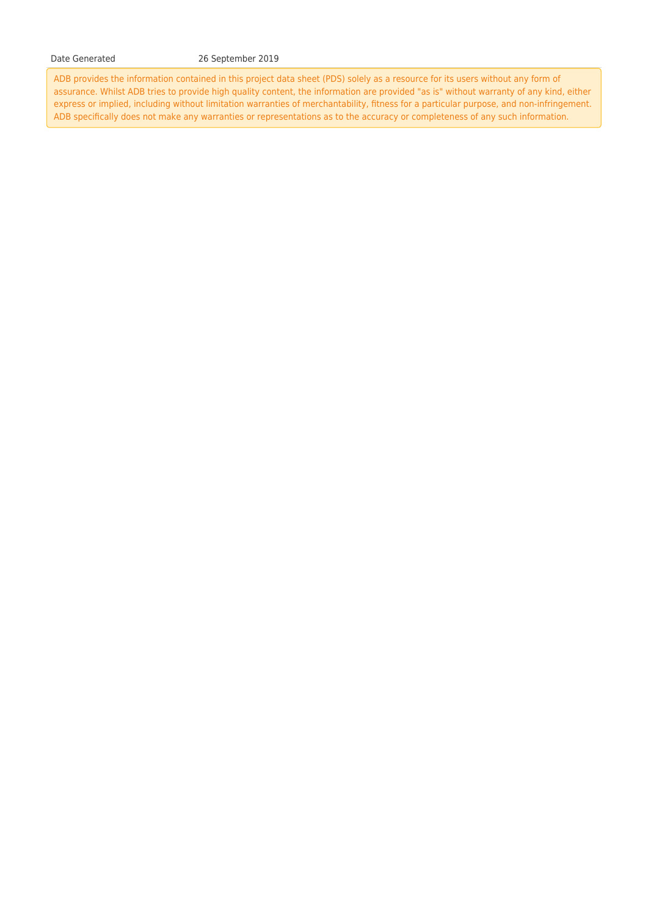| | |
|---|---|
| Date Generated | 26 September 2019 |

ADB provides the information contained in this project data sheet (PDS) solely as a resource for its users without any form of assurance. Whilst ADB tries to provide high quality content, the information are provided "as is" without warranty of any kind, either express or implied, including without limitation warranties of merchantability, fitness for a particular purpose, and non-infringement. ADB specifically does not make any warranties or representations as to the accuracy or completeness of any such information.